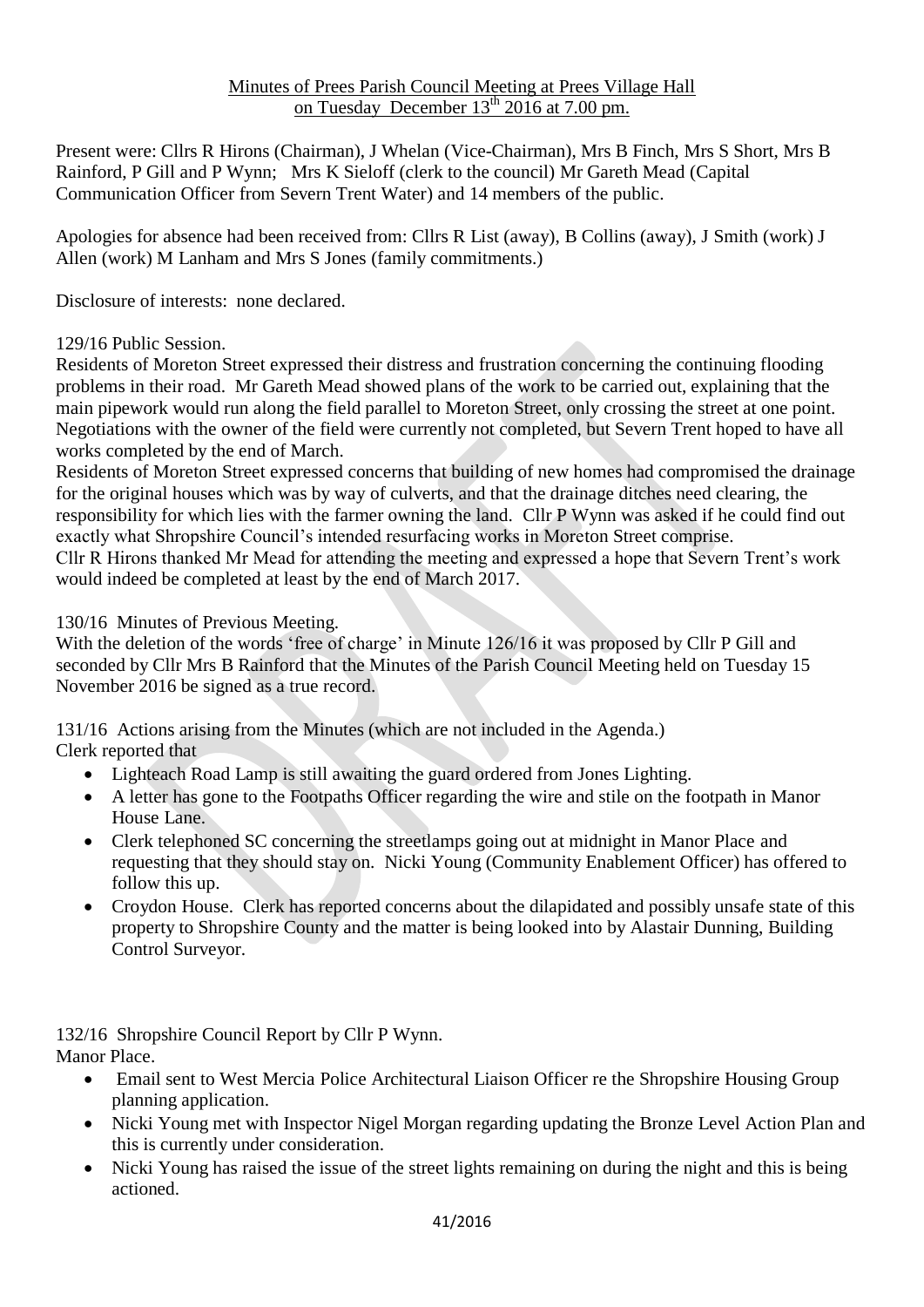Minutes of Prees Parish Council Meeting at Prees Village Hall on Tuesday December 13th 2016 at 7.00 pm.

Present were: Cllrs R Hirons (Chairman), J Whelan (Vice-Chairman), Mrs B Finch, Mrs S Short, Mrs B Rainford, P Gill and P Wynn; Mrs K Sieloff (clerk to the council) Mr Gareth Mead (Capital Communication Officer from Severn Trent Water) and 14 members of the public.

Apologies for absence had been received from: Cllrs R List (away), B Collins (away), J Smith (work) J Allen (work) M Lanham and Mrs S Jones (family commitments.)

Disclosure of interests: none declared.

129/16 Public Session.
Residents of Moreton Street expressed their distress and frustration concerning the continuing flooding problems in their road. Mr Gareth Mead showed plans of the work to be carried out, explaining that the main pipework would run along the field parallel to Moreton Street, only crossing the street at one point. Negotiations with the owner of the field were currently not completed, but Severn Trent hoped to have all works completed by the end of March.
Residents of Moreton Street expressed concerns that building of new homes had compromised the drainage for the original houses which was by way of culverts, and that the drainage ditches need clearing, the responsibility for which lies with the farmer owning the land. Cllr P Wynn was asked if he could find out exactly what Shropshire Council's intended resurfacing works in Moreton Street comprise.
Cllr R Hirons thanked Mr Mead for attending the meeting and expressed a hope that Severn Trent's work would indeed be completed at least by the end of March 2017.

130/16 Minutes of Previous Meeting.
With the deletion of the words 'free of charge' in Minute 126/16 it was proposed by Cllr P Gill and seconded by Cllr Mrs B Rainford that the Minutes of the Parish Council Meeting held on Tuesday 15 November 2016 be signed as a true record.

131/16 Actions arising from the Minutes (which are not included in the Agenda.)
Clerk reported that

- Lighteach Road Lamp is still awaiting the guard ordered from Jones Lighting.
- A letter has gone to the Footpaths Officer regarding the wire and stile on the footpath in Manor House Lane.
- Clerk telephoned SC concerning the streetlamps going out at midnight in Manor Place and requesting that they should stay on. Nicki Young (Community Enablement Officer) has offered to follow this up.
- Croydon House. Clerk has reported concerns about the dilapidated and possibly unsafe state of this property to Shropshire County and the matter is being looked into by Alastair Dunning, Building Control Surveyor.

132/16 Shropshire Council Report by Cllr P Wynn.
Manor Place.

- Email sent to West Mercia Police Architectural Liaison Officer re the Shropshire Housing Group planning application.
- Nicki Young met with Inspector Nigel Morgan regarding updating the Bronze Level Action Plan and this is currently under consideration.
- Nicki Young has raised the issue of the street lights remaining on during the night and this is being actioned.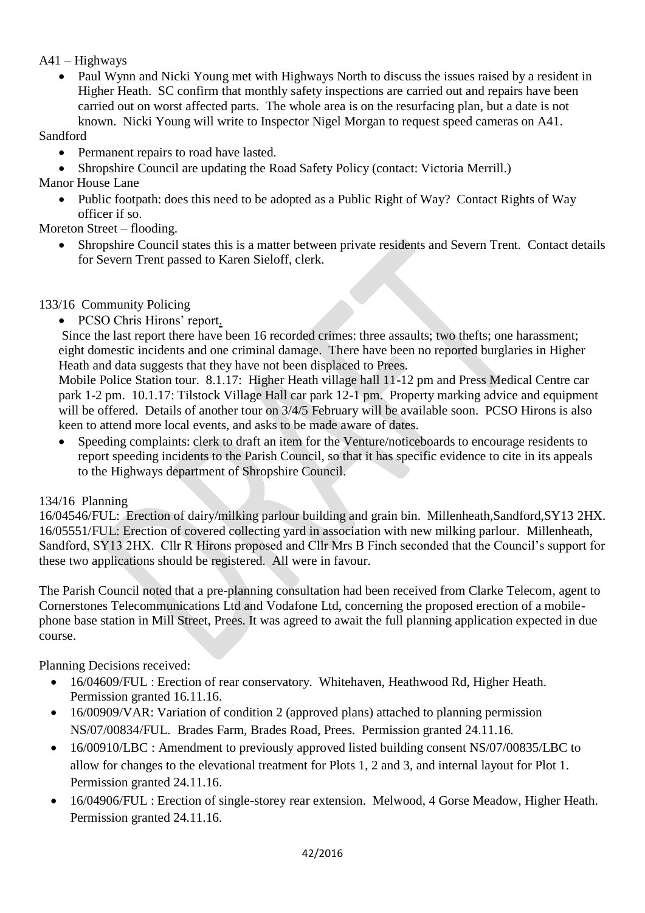A41 – Highways

- Paul Wynn and Nicki Young met with Highways North to discuss the issues raised by a resident in Higher Heath. SC confirm that monthly safety inspections are carried out and repairs have been carried out on worst affected parts. The whole area is on the resurfacing plan, but a date is not known. Nicki Young will write to Inspector Nigel Morgan to request speed cameras on A41.

Sandford

- Permanent repairs to road have lasted.
- Shropshire Council are updating the Road Safety Policy (contact: Victoria Merrill.)

Manor House Lane

- Public footpath: does this need to be adopted as a Public Right of Way? Contact Rights of Way officer if so.

Moreton Street – flooding.

- Shropshire Council states this is a matter between private residents and Severn Trent. Contact details for Severn Trent passed to Karen Sieloff, clerk.

133/16 Community Policing

- PCSO Chris Hirons' report.

Since the last report there have been 16 recorded crimes: three assaults; two thefts; one harassment; eight domestic incidents and one criminal damage. There have been no reported burglaries in Higher Heath and data suggests that they have not been displaced to Prees.

Mobile Police Station tour. 8.1.17: Higher Heath village hall 11-12 pm and Press Medical Centre car park 1-2 pm. 10.1.17: Tilstock Village Hall car park 12-1 pm. Property marking advice and equipment will be offered. Details of another tour on 3/4/5 February will be available soon. PCSO Hirons is also keen to attend more local events, and asks to be made aware of dates.

- Speeding complaints: clerk to draft an item for the Venture/noticeboards to encourage residents to report speeding incidents to the Parish Council, so that it has specific evidence to cite in its appeals to the Highways department of Shropshire Council.

134/16 Planning

16/04546/FUL: Erection of dairy/milking parlour building and grain bin. Millenheath,Sandford,SY13 2HX.
16/05551/FUL: Erection of covered collecting yard in association with new milking parlour. Millenheath, Sandford, SY13 2HX. Cllr R Hirons proposed and Cllr Mrs B Finch seconded that the Council's support for these two applications should be registered. All were in favour.

The Parish Council noted that a pre-planning consultation had been received from Clarke Telecom, agent to Cornerstones Telecommunications Ltd and Vodafone Ltd, concerning the proposed erection of a mobile-phone base station in Mill Street, Prees. It was agreed to await the full planning application expected in due course.

Planning Decisions received:

- 16/04609/FUL : Erection of rear conservatory. Whitehaven, Heathwood Rd, Higher Heath. Permission granted 16.11.16.
- 16/00909/VAR: Variation of condition 2 (approved plans) attached to planning permission NS/07/00834/FUL. Brades Farm, Brades Road, Prees. Permission granted 24.11.16.
- 16/00910/LBC : Amendment to previously approved listed building consent NS/07/00835/LBC to allow for changes to the elevational treatment for Plots 1, 2 and 3, and internal layout for Plot 1. Permission granted 24.11.16.
- 16/04906/FUL : Erection of single-storey rear extension. Melwood, 4 Gorse Meadow, Higher Heath. Permission granted 24.11.16.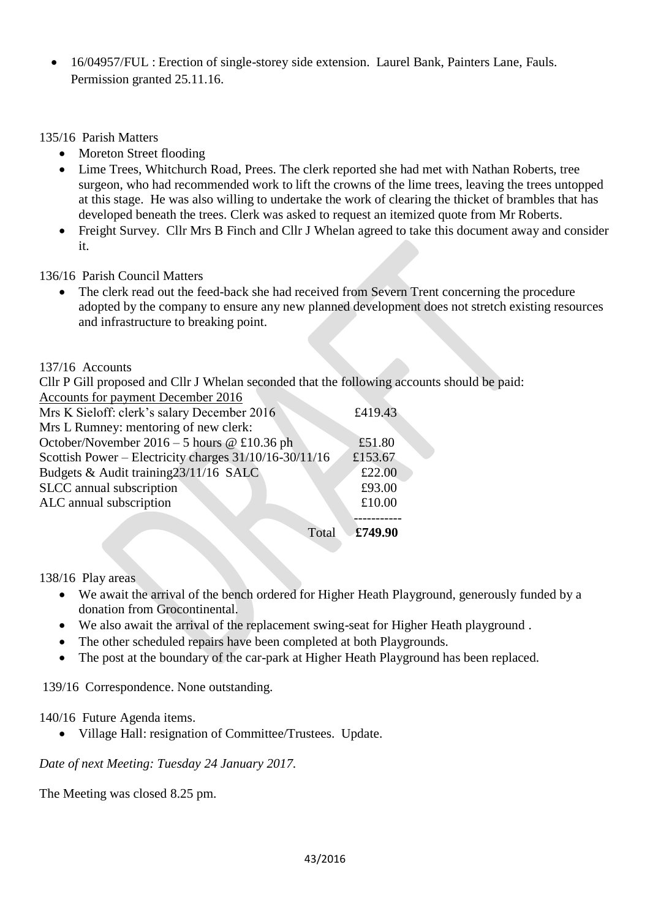- 16/04957/FUL : Erection of single-storey side extension. Laurel Bank, Painters Lane, Fauls. Permission granted 25.11.16.

135/16 Parish Matters

- Moreton Street flooding
- Lime Trees, Whitchurch Road, Prees. The clerk reported she had met with Nathan Roberts, tree surgeon, who had recommended work to lift the crowns of the lime trees, leaving the trees untopped at this stage. He was also willing to undertake the work of clearing the thicket of brambles that has developed beneath the trees. Clerk was asked to request an itemized quote from Mr Roberts.
- Freight Survey. Cllr Mrs B Finch and Cllr J Whelan agreed to take this document away and consider it.

136/16 Parish Council Matters

- The clerk read out the feed-back she had received from Severn Trent concerning the procedure adopted by the company to ensure any new planned development does not stretch existing resources and infrastructure to breaking point.

137/16 Accounts

Cllr P Gill proposed and Cllr J Whelan seconded that the following accounts should be paid:

<u>Accounts for payment December 2016</u>

| | |
|---|---|
| Mrs K Sieloff: clerk's salary December 2016 | £419.43 |
| Mrs L Rumney: mentoring of new clerk: | |
| October/November 2016 – 5 hours @ £10.36 ph | £51.80 |
| Scottish Power – Electricity charges 31/10/16-30/11/16 | £153.67 |
| Budgets & Audit training23/11/16 SALC | £22.00 |
| SLCC annual subscription | £93.00 |
| ALC annual subscription | £10.00 |
| Total | **£749.90** |

138/16 Play areas

- We await the arrival of the bench ordered for Higher Heath Playground, generously funded by a donation from Grocontinental.
- We also await the arrival of the replacement swing-seat for Higher Heath playground .
- The other scheduled repairs have been completed at both Playgrounds.
- The post at the boundary of the car-park at Higher Heath Playground has been replaced.

139/16 Correspondence. None outstanding.

140/16 Future Agenda items.

- Village Hall: resignation of Committee/Trustees. Update.

*Date of next Meeting: Tuesday 24 January 2017.*

The Meeting was closed 8.25 pm.

43/2016